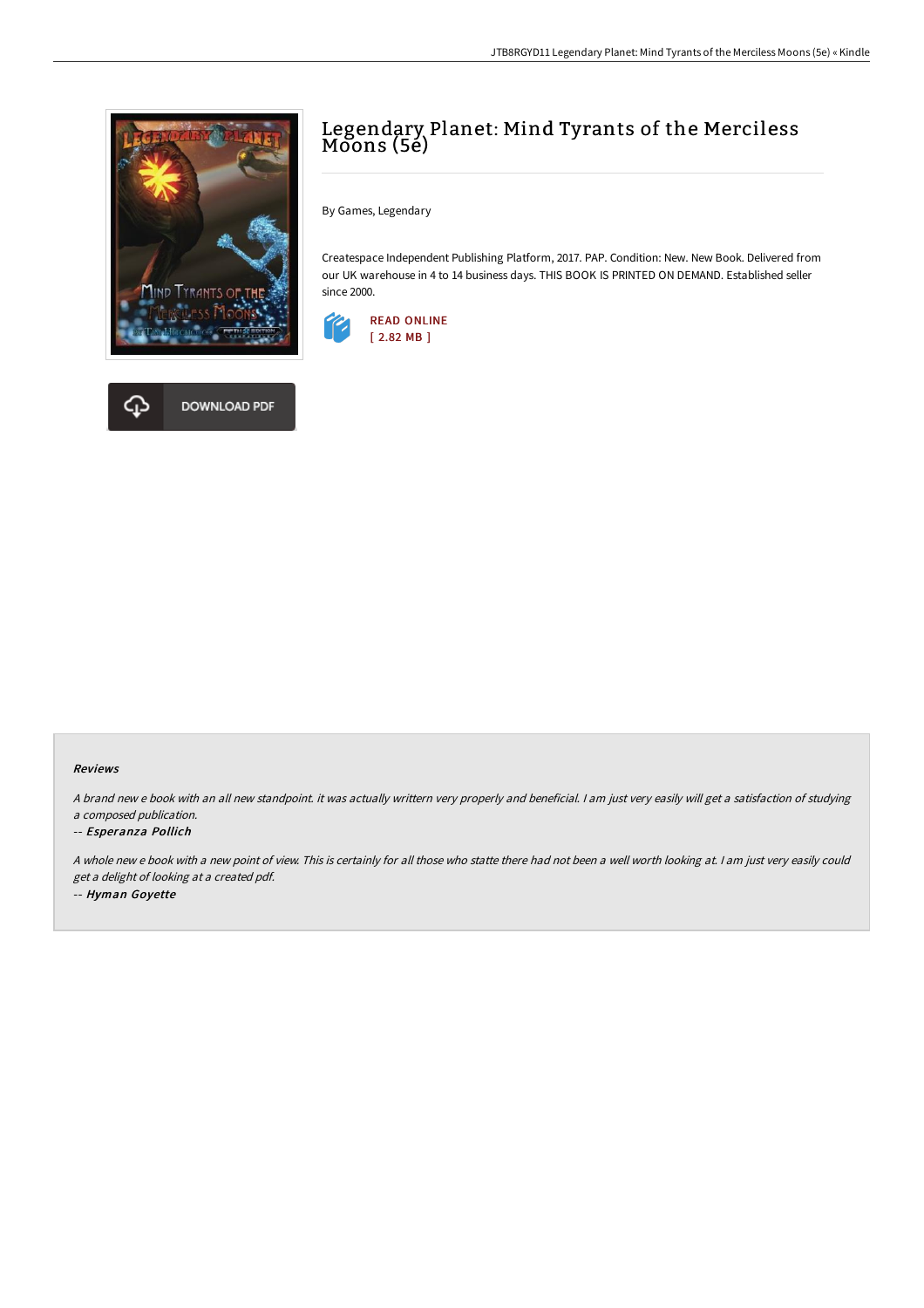# Legendary Planet: Mind Tyrants of the Merciless Moons (5e)

By Games, Legendary

Createspace Independent Publishing Platform, 2017. PAP. Condition: New. New Book. Delivered from our UK warehouse in 4 to 14 business days. THIS BOOK IS PRINTED ON DEMAND. Established seller since 2000.

READ ONLINE
[ 2.82 MB ]

DOWNLOAD PDF

## Reviews

*A brand new e book with an all new standpoint. it was actually writtern very properly and beneficial. I am just very easily will get a satisfaction of studying a composed publication.*

-- ***Esperanza Pollich***

*A whole new e book with a new point of view. This is certainly for all those who statte there had not been a well worth looking at. I am just very easily could get a delight of looking at a created pdf.*

-- ***Hyman Goyette***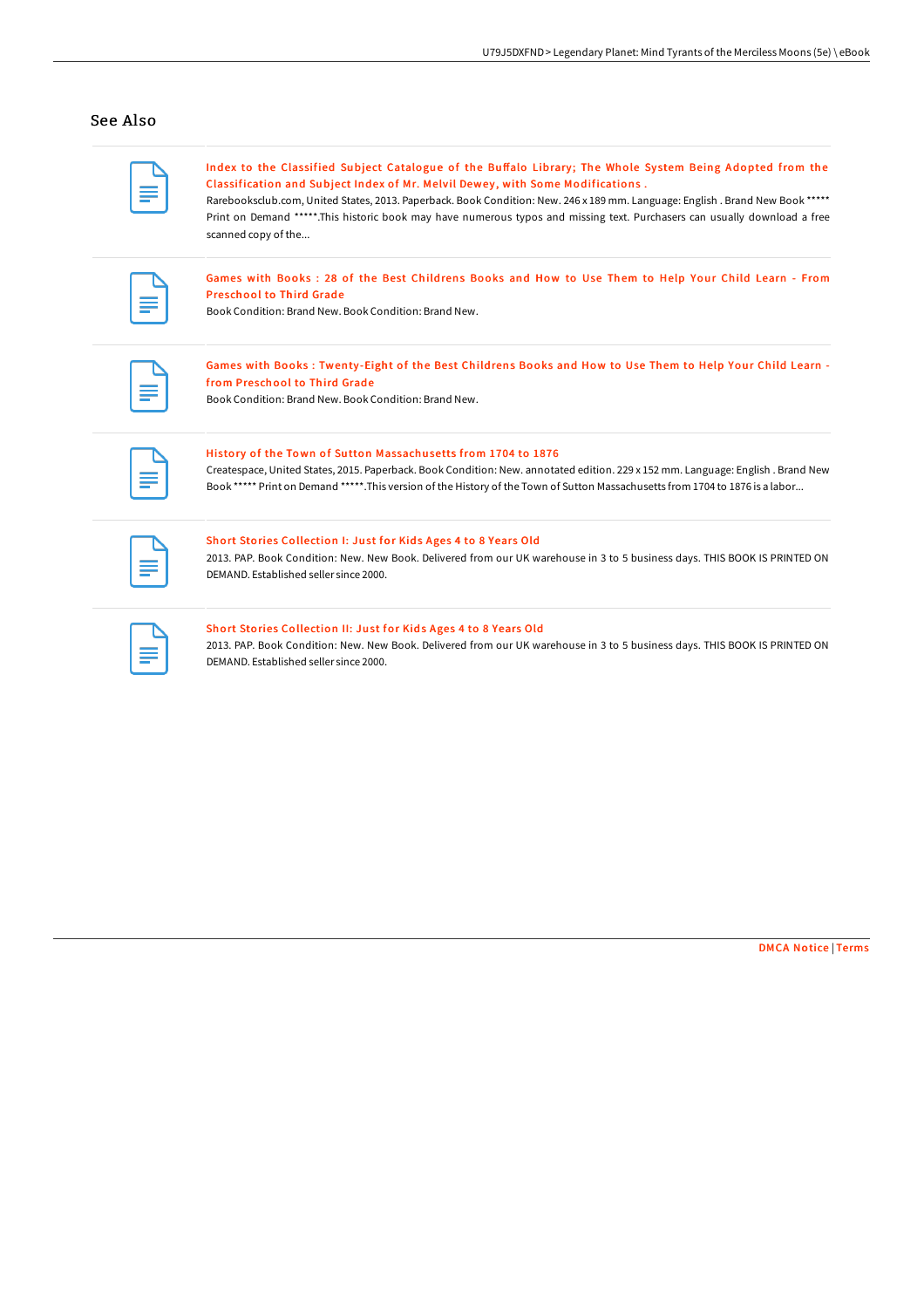## See Also

**Index to the Classified Subject Catalogue of the Buffalo Library; The Whole System Being Adopted from the Classification and Subject Index of Mr. Melvil Dewey, with Some Modifications .**

Rarebooksclub.com, United States, 2013. Paperback. Book Condition: New. 246 x 189 mm. Language: English . Brand New Book ***** Print on Demand *****.This historic book may have numerous typos and missing text. Purchasers can usually download a free scanned copy of the...

**Games with Books : 28 of the Best Childrens Books and How to Use Them to Help Your Child Learn - From Preschool to Third Grade**

Book Condition: Brand New. Book Condition: Brand New.

**Games with Books : Twenty-Eight of the Best Childrens Books and How to Use Them to Help Your Child Learn - from Preschool to Third Grade**

Book Condition: Brand New. Book Condition: Brand New.

**History of the Town of Sutton Massachusetts from 1704 to 1876**

Createspace, United States, 2015. Paperback. Book Condition: New. annotated edition. 229 x 152 mm. Language: English . Brand New Book ***** Print on Demand *****.This version of the History of the Town of Sutton Massachusetts from 1704 to 1876 is a labor...

**Short Stories Collection I: Just for Kids Ages 4 to 8 Years Old**

2013. PAP. Book Condition: New. New Book. Delivered from our UK warehouse in 3 to 5 business days. THIS BOOK IS PRINTED ON DEMAND. Established seller since 2000.

**Short Stories Collection II: Just for Kids Ages 4 to 8 Years Old**

2013. PAP. Book Condition: New. New Book. Delivered from our UK warehouse in 3 to 5 business days. THIS BOOK IS PRINTED ON DEMAND. Established seller since 2000.